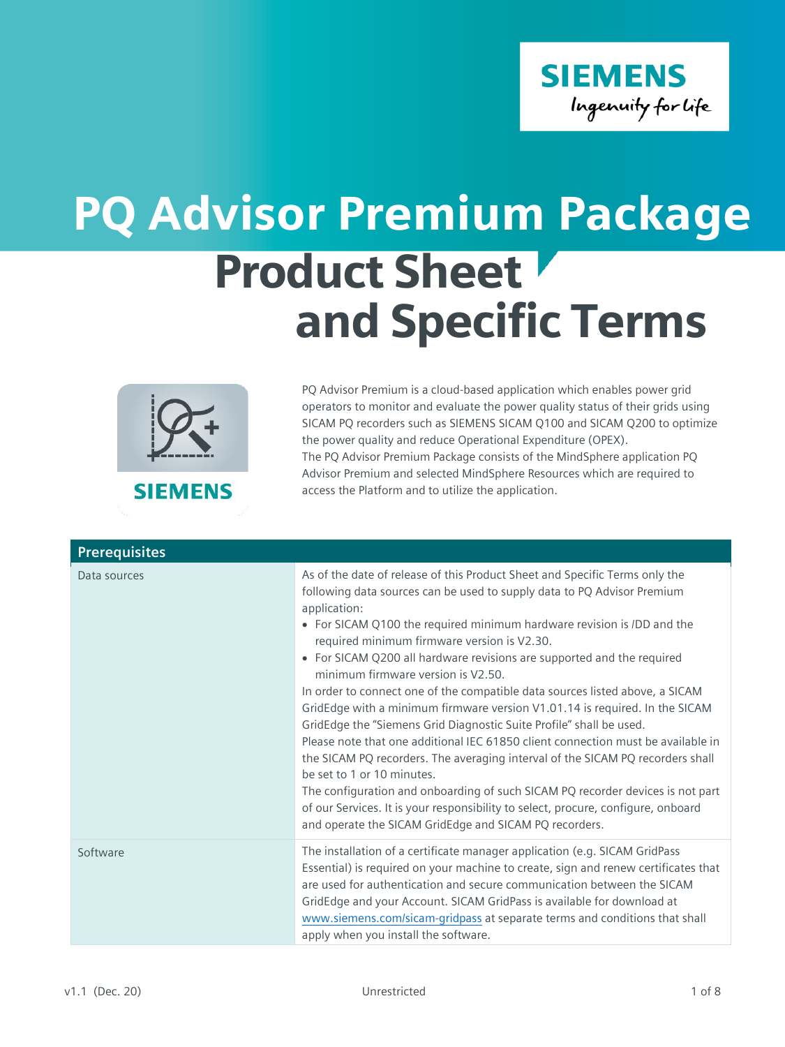# PQ Advisor Premium Package

## Product Sheet and Specific Terms

PQ Advisor Premium is a cloud-based application which enables power grid operators to monitor and evaluate the power quality status of their grids using SICAM PQ recorders such as SIEMENS SICAM Q100 and SICAM Q200 to optimize the power quality and reduce Operational Expenditure (OPEX).
The PQ Advisor Premium Package consists of the MindSphere application PQ Advisor Premium and selected MindSphere Resources which are required to access the Platform and to utilize the application.

| Prerequisites | |
|---|---|
| Data sources | As of the date of release of this Product Sheet and Specific Terms only the following data sources can be used to supply data to PQ Advisor Premium application:<br>• For SICAM Q100 the required minimum hardware revision is /DD and the required minimum firmware version is V2.30.<br>• For SICAM Q200 all hardware revisions are supported and the required minimum firmware version is V2.50.<br>In order to connect one of the compatible data sources listed above, a SICAM GridEdge with a minimum firmware version V1.01.14 is required. In the SICAM GridEdge the "Siemens Grid Diagnostic Suite Profile" shall be used.<br>Please note that one additional IEC 61850 client connection must be available in the SICAM PQ recorders. The averaging interval of the SICAM PQ recorders shall be set to 1 or 10 minutes.<br>The configuration and onboarding of such SICAM PQ recorder devices is not part of our Services. It is your responsibility to select, procure, configure, onboard and operate the SICAM GridEdge and SICAM PQ recorders. |
| Software | The installation of a certificate manager application (e.g. SICAM GridPass Essential) is required on your machine to create, sign and renew certificates that are used for authentication and secure communication between the SICAM GridEdge and your Account. SICAM GridPass is available for download at www.siemens.com/sicam-gridpass at separate terms and conditions that shall apply when you install the software. |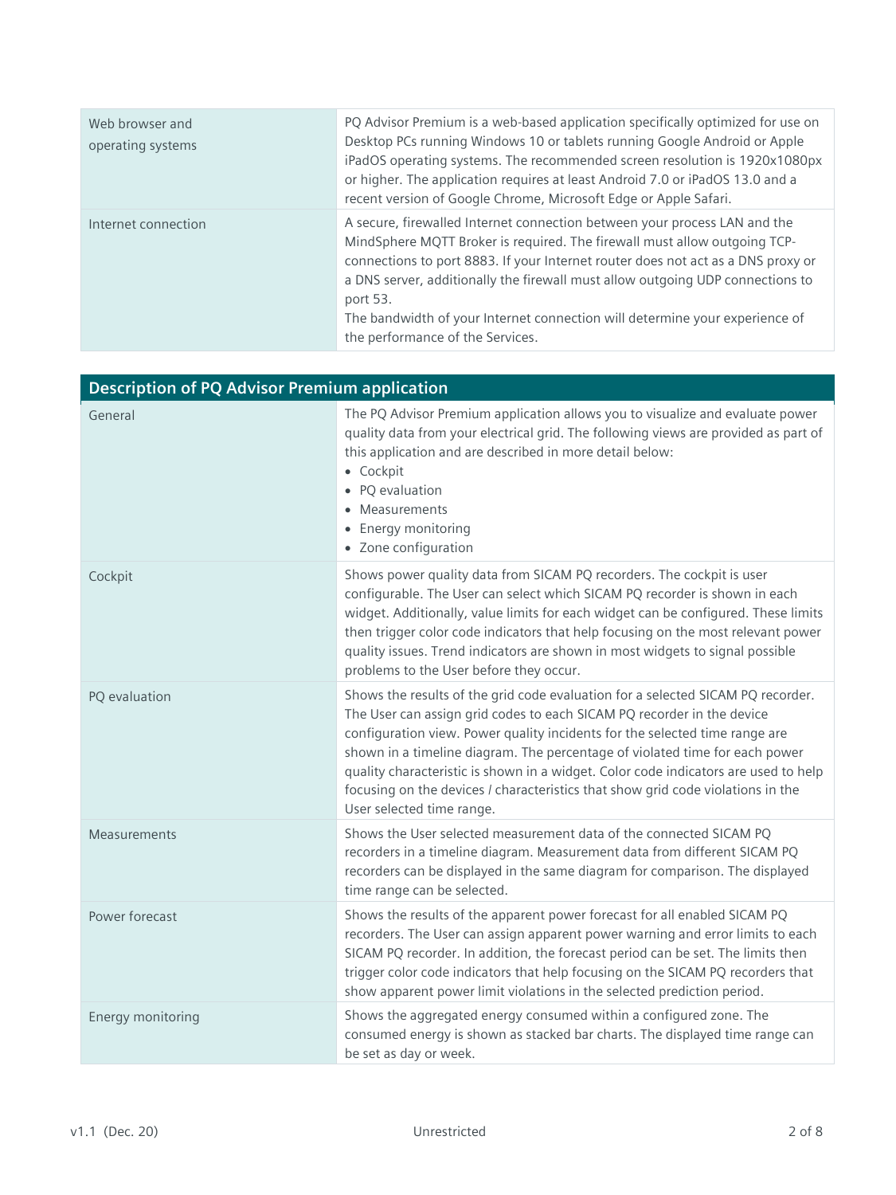| | |
|---|---|
| Web browser and operating systems | PQ Advisor Premium is a web-based application specifically optimized for use on Desktop PCs running Windows 10 or tablets running Google Android or Apple iPadOS operating systems. The recommended screen resolution is 1920x1080px or higher. The application requires at least Android 7.0 or iPadOS 13.0 and a recent version of Google Chrome, Microsoft Edge or Apple Safari. |
| Internet connection | A secure, firewalled Internet connection between your process LAN and the MindSphere MQTT Broker is required. The firewall must allow outgoing TCP-connections to port 8883. If your Internet router does not act as a DNS proxy or a DNS server, additionally the firewall must allow outgoing UDP connections to port 53.<br>The bandwidth of your Internet connection will determine your experience of the performance of the Services. |

| Description of PQ Advisor Premium application | |
|---|---|
| General | The PQ Advisor Premium application allows you to visualize and evaluate power quality data from your electrical grid. The following views are provided as part of this application and are described in more detail below:<br>• Cockpit<br>• PQ evaluation<br>• Measurements<br>• Energy monitoring<br>• Zone configuration |
| Cockpit | Shows power quality data from SICAM PQ recorders. The cockpit is user configurable. The User can select which SICAM PQ recorder is shown in each widget. Additionally, value limits for each widget can be configured. These limits then trigger color code indicators that help focusing on the most relevant power quality issues. Trend indicators are shown in most widgets to signal possible problems to the User before they occur. |
| PQ evaluation | Shows the results of the grid code evaluation for a selected SICAM PQ recorder. The User can assign grid codes to each SICAM PQ recorder in the device configuration view. Power quality incidents for the selected time range are shown in a timeline diagram. The percentage of violated time for each power quality characteristic is shown in a widget. Color code indicators are used to help focusing on the devices / characteristics that show grid code violations in the User selected time range. |
| Measurements | Shows the User selected measurement data of the connected SICAM PQ recorders in a timeline diagram. Measurement data from different SICAM PQ recorders can be displayed in the same diagram for comparison. The displayed time range can be selected. |
| Power forecast | Shows the results of the apparent power forecast for all enabled SICAM PQ recorders. The User can assign apparent power warning and error limits to each SICAM PQ recorder. In addition, the forecast period can be set. The limits then trigger color code indicators that help focusing on the SICAM PQ recorders that show apparent power limit violations in the selected prediction period. |
| Energy monitoring | Shows the aggregated energy consumed within a configured zone. The consumed energy is shown as stacked bar charts. The displayed time range can be set as day or week. |

v1.1 (Dec. 20) Unrestricted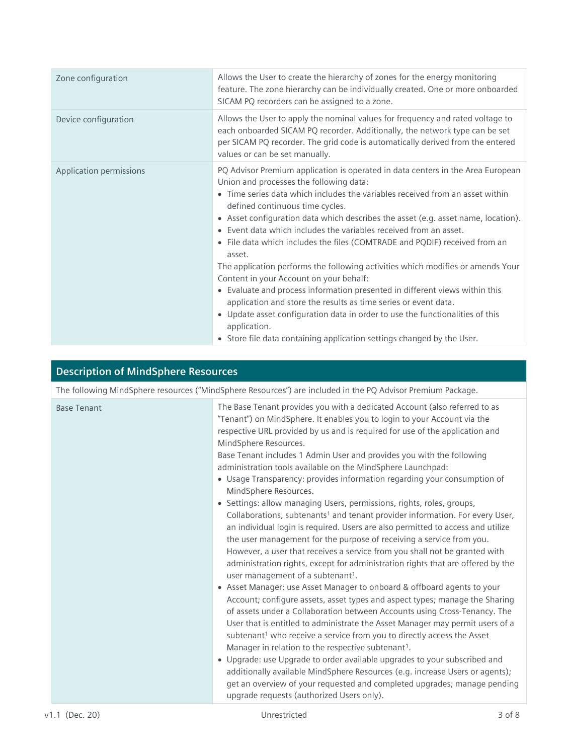| | |
|---|---|
| Zone configuration | Allows the User to create the hierarchy of zones for the energy monitoring feature. The zone hierarchy can be individually created. One or more onboarded SICAM PQ recorders can be assigned to a zone. |
| Device configuration | Allows the User to apply the nominal values for frequency and rated voltage to each onboarded SICAM PQ recorder. Additionally, the network type can be set per SICAM PQ recorder. The grid code is automatically derived from the entered values or can be set manually. |
| Application permissions | PQ Advisor Premium application is operated in data centers in the Area European Union and processes the following data:<br>• Time series data which includes the variables received from an asset within defined continuous time cycles.<br>• Asset configuration data which describes the asset (e.g. asset name, location).<br>• Event data which includes the variables received from an asset.<br>• File data which includes the files (COMTRADE and PQDIF) received from an asset.<br>The application performs the following activities which modifies or amends Your Content in your Account on your behalf:<br>• Evaluate and process information presented in different views within this application and store the results as time series or event data.<br>• Update asset configuration data in order to use the functionalities of this application.<br>• Store file data containing application settings changed by the User. |

## Description of MindSphere Resources

The following MindSphere resources ("MindSphere Resources") are included in the PQ Advisor Premium Package.

| | |
|---|---|
| Base Tenant | The Base Tenant provides you with a dedicated Account (also referred to as "Tenant") on MindSphere. It enables you to login to your Account via the respective URL provided by us and is required for use of the application and MindSphere Resources.<br>Base Tenant includes 1 Admin User and provides you with the following administration tools available on the MindSphere Launchpad:<br>• Usage Transparency: provides information regarding your consumption of MindSphere Resources.<br>• Settings: allow managing Users, permissions, rights, roles, groups, Collaborations, subtenants[1] and tenant provider information. For every User, an individual login is required. Users are also permitted to access and utilize the user management for the purpose of receiving a service from you. However, a user that receives a service from you shall not be granted with administration rights, except for administration rights that are offered by the user management of a subtenant[1].<br>• Asset Manager: use Asset Manager to onboard & offboard agents to your Account; configure assets, asset types and aspect types; manage the Sharing of assets under a Collaboration between Accounts using Cross-Tenancy. The User that is entitled to administrate the Asset Manager may permit users of a subtenant[1] who receive a service from you to directly access the Asset Manager in relation to the respective subtenant[1].<br>• Upgrade: use Upgrade to order available upgrades to your subscribed and additionally available MindSphere Resources (e.g. increase Users or agents); get an overview of your requested and completed upgrades; manage pending upgrade requests (authorized Users only). |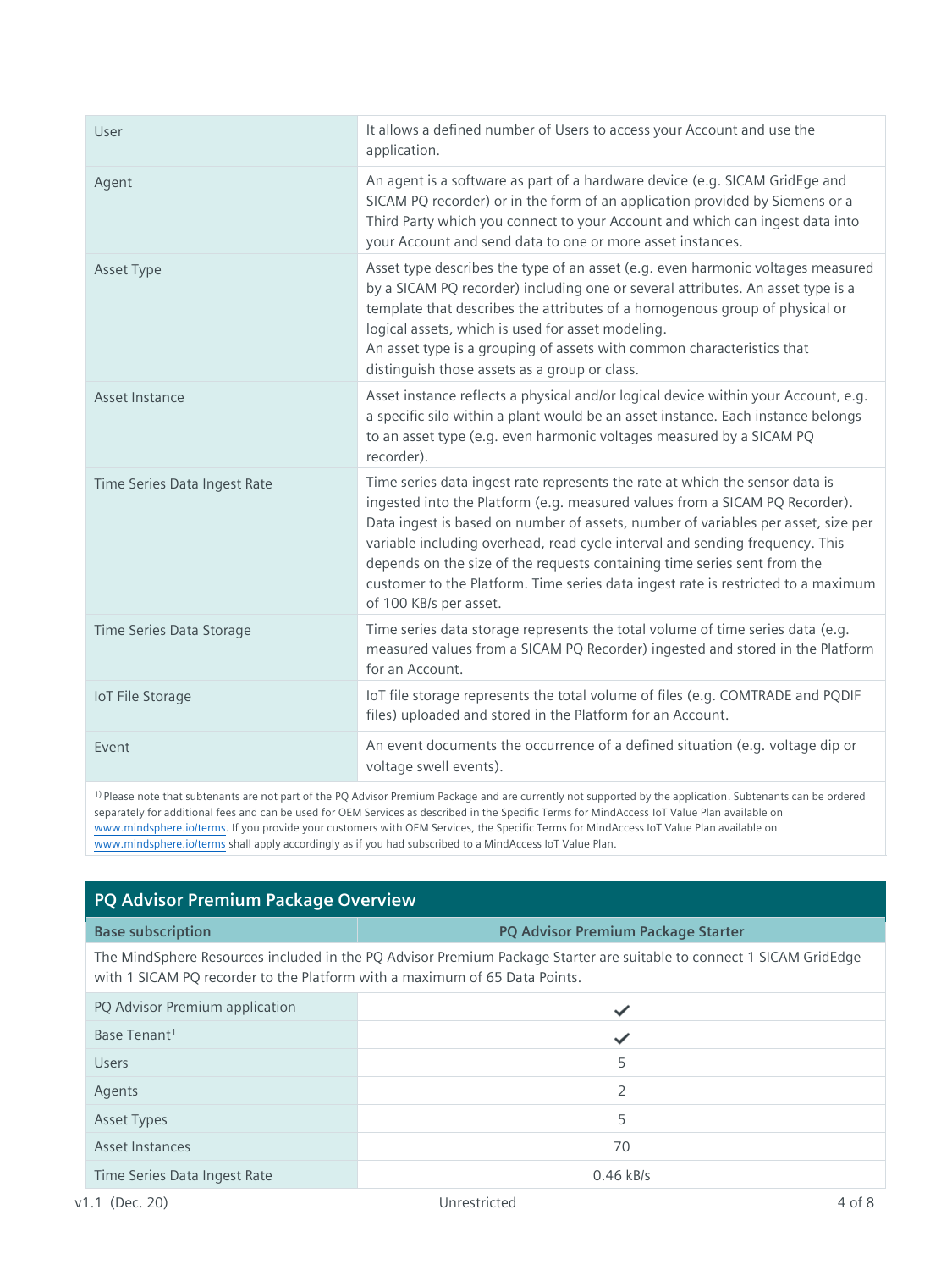| User | It allows a defined number of Users to access your Account and use the application. |
|---|---|
| Agent | An agent is a software as part of a hardware device (e.g. SICAM GridEge and SICAM PQ recorder) or in the form of an application provided by Siemens or a Third Party which you connect to your Account and which can ingest data into your Account and send data to one or more asset instances. |
| Asset Type | Asset type describes the type of an asset (e.g. even harmonic voltages measured by a SICAM PQ recorder) including one or several attributes. An asset type is a template that describes the attributes of a homogenous group of physical or logical assets, which is used for asset modeling.<br>An asset type is a grouping of assets with common characteristics that distinguish those assets as a group or class. |
| Asset Instance | Asset instance reflects a physical and/or logical device within your Account, e.g. a specific silo within a plant would be an asset instance. Each instance belongs to an asset type (e.g. even harmonic voltages measured by a SICAM PQ recorder). |
| Time Series Data Ingest Rate | Time series data ingest rate represents the rate at which the sensor data is ingested into the Platform (e.g. measured values from a SICAM PQ Recorder). Data ingest is based on number of assets, number of variables per asset, size per variable including overhead, read cycle interval and sending frequency. This depends on the size of the requests containing time series sent from the customer to the Platform. Time series data ingest rate is restricted to a maximum of 100 KB/s per asset. |
| Time Series Data Storage | Time series data storage represents the total volume of time series data (e.g. measured values from a SICAM PQ Recorder) ingested and stored in the Platform for an Account. |
| IoT File Storage | IoT file storage represents the total volume of files (e.g. COMTRADE and PQDIF files) uploaded and stored in the Platform for an Account. |
| Event | An event documents the occurrence of a defined situation (e.g. voltage dip or voltage swell events). |

1) Please note that subtenants are not part of the PQ Advisor Premium Package and are currently not supported by the application. Subtenants can be ordered separately for additional fees and can be used for OEM Services as described in the Specific Terms for MindAccess IoT Value Plan available on www.mindsphere.io/terms. If you provide your customers with OEM Services, the Specific Terms for MindAccess IoT Value Plan available on www.mindsphere.io/terms shall apply accordingly as if you had subscribed to a MindAccess IoT Value Plan.

## PQ Advisor Premium Package Overview

| Base subscription | PQ Advisor Premium Package Starter |
|---|---|
| The MindSphere Resources included in the PQ Advisor Premium Package Starter are suitable to connect 1 SICAM GridEdge with 1 SICAM PQ recorder to the Platform with a maximum of 65 Data Points. | |
| PQ Advisor Premium application | ✓ |
| Base Tenant[1] | ✓ |
| Users | 5 |
| Agents | 2 |
| Asset Types | 5 |
| Asset Instances | 70 |
| Time Series Data Ingest Rate | 0.46 kB/s |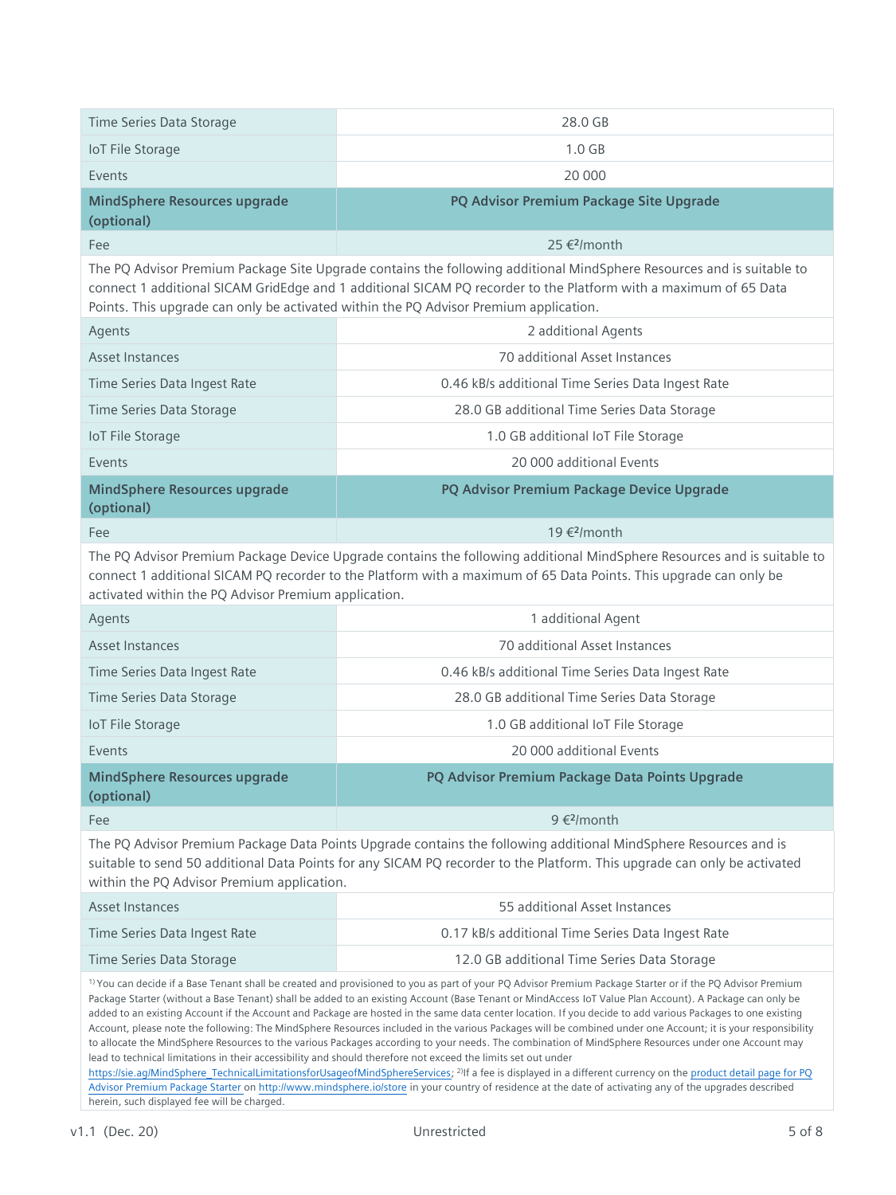| | |
|---|---|
| Time Series Data Storage | 28.0 GB |
| IoT File Storage | 1.0 GB |
| Events | 20 000 |
| **MindSphere Resources upgrade (optional)** | **PQ Advisor Premium Package Site Upgrade** |
| Fee | 25 €[2]/month |
| The PQ Advisor Premium Package Site Upgrade contains the following additional MindSphere Resources and is suitable to connect 1 additional SICAM GridEdge and 1 additional SICAM PQ recorder to the Platform with a maximum of 65 Data Points. This upgrade can only be activated within the PQ Advisor Premium application. | |
| Agents | 2 additional Agents |
| Asset Instances | 70 additional Asset Instances |
| Time Series Data Ingest Rate | 0.46 kB/s additional Time Series Data Ingest Rate |
| Time Series Data Storage | 28.0 GB additional Time Series Data Storage |
| IoT File Storage | 1.0 GB additional IoT File Storage |
| Events | 20 000 additional Events |
| **MindSphere Resources upgrade (optional)** | **PQ Advisor Premium Package Device Upgrade** |
| Fee | 19 €[2]/month |
| The PQ Advisor Premium Package Device Upgrade contains the following additional MindSphere Resources and is suitable to connect 1 additional SICAM PQ recorder to the Platform with a maximum of 65 Data Points. This upgrade can only be activated within the PQ Advisor Premium application. | |
| Agents | 1 additional Agent |
| Asset Instances | 70 additional Asset Instances |
| Time Series Data Ingest Rate | 0.46 kB/s additional Time Series Data Ingest Rate |
| Time Series Data Storage | 28.0 GB additional Time Series Data Storage |
| IoT File Storage | 1.0 GB additional IoT File Storage |
| Events | 20 000 additional Events |
| **MindSphere Resources upgrade (optional)** | **PQ Advisor Premium Package Data Points Upgrade** |
| Fee | 9 €[2]/month |
| The PQ Advisor Premium Package Data Points Upgrade contains the following additional MindSphere Resources and is suitable to send 50 additional Data Points for any SICAM PQ recorder to the Platform. This upgrade can only be activated within the PQ Advisor Premium application. | |
| Asset Instances | 55 additional Asset Instances |
| Time Series Data Ingest Rate | 0.17 kB/s additional Time Series Data Ingest Rate |
| Time Series Data Storage | 12.0 GB additional Time Series Data Storage |

[1] You can decide if a Base Tenant shall be created and provisioned to you as part of your PQ Advisor Premium Package Starter or if the PQ Advisor Premium Package Starter (without a Base Tenant) shall be added to an existing Account (Base Tenant or MindAccess IoT Value Plan Account). A Package can only be added to an existing Account if the Account and Package are hosted in the same data center location. If you decide to add various Packages to one existing Account, please note the following: The MindSphere Resources included in the various Packages will be combined under one Account; it is your responsibility to allocate the MindSphere Resources to the various Packages according to your needs. The combination of MindSphere Resources under one Account may lead to technical limitations in their accessibility and should therefore not exceed the limits set out under https://sie.ag/MindSphere_TechnicalLimitationsforUsageofMindSphereServices; [2] If a fee is displayed in a different currency on the product detail page for PQ Advisor Premium Package Starter on http://www.mindsphere.io/store in your country of residence at the date of activating any of the upgrades described herein, such displayed fee will be charged.

v1.1 (Dec. 20) Unrestricted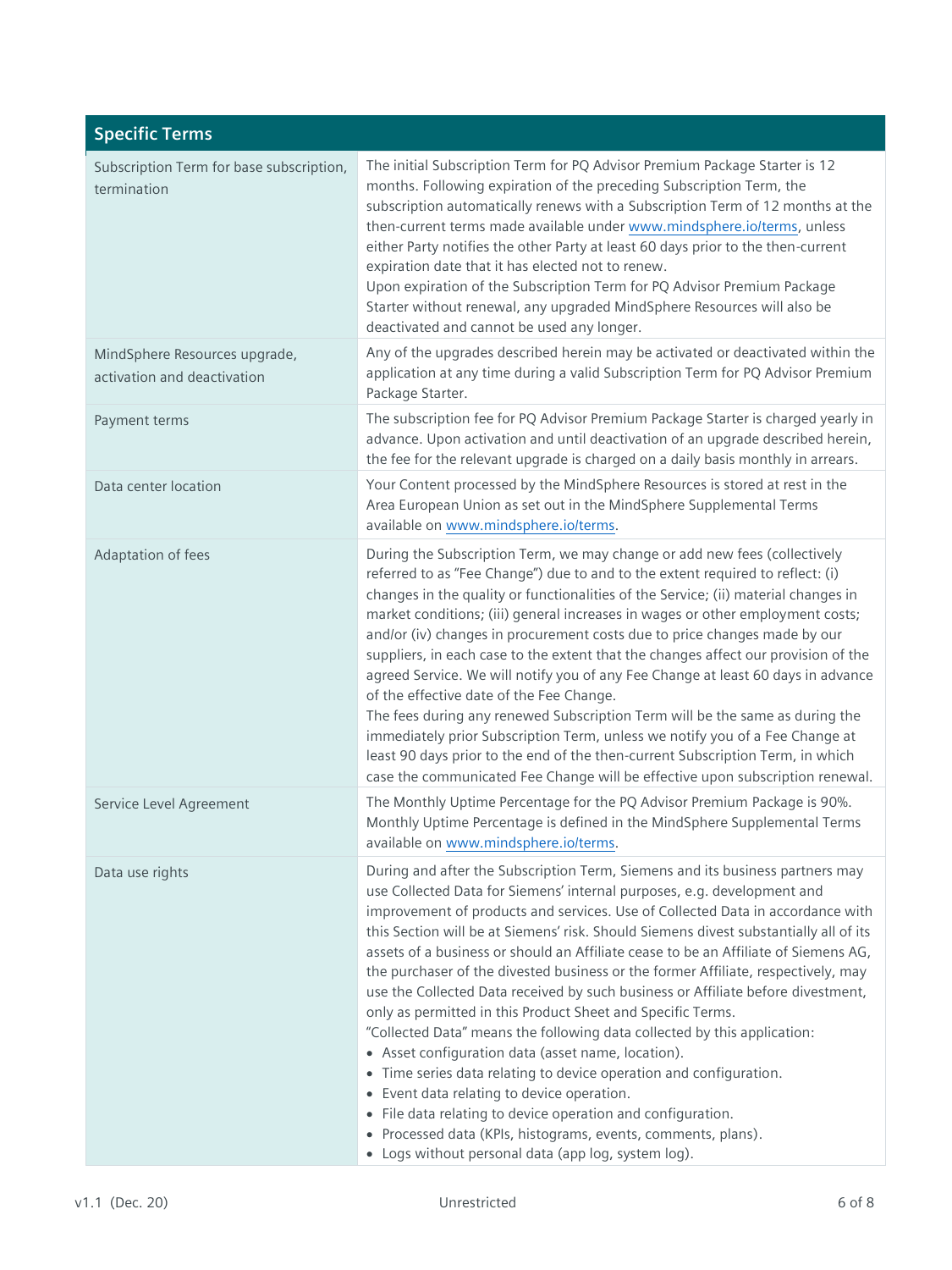| Specific Terms | |
|---|---|
| Subscription Term for base subscription, termination | The initial Subscription Term for PQ Advisor Premium Package Starter is 12 months. Following expiration of the preceding Subscription Term, the subscription automatically renews with a Subscription Term of 12 months at the then-current terms made available under www.mindsphere.io/terms, unless either Party notifies the other Party at least 60 days prior to the then-current expiration date that it has elected not to renew.<br>Upon expiration of the Subscription Term for PQ Advisor Premium Package Starter without renewal, any upgraded MindSphere Resources will also be deactivated and cannot be used any longer. |
| MindSphere Resources upgrade, activation and deactivation | Any of the upgrades described herein may be activated or deactivated within the application at any time during a valid Subscription Term for PQ Advisor Premium Package Starter. |
| Payment terms | The subscription fee for PQ Advisor Premium Package Starter is charged yearly in advance. Upon activation and until deactivation of an upgrade described herein, the fee for the relevant upgrade is charged on a daily basis monthly in arrears. |
| Data center location | Your Content processed by the MindSphere Resources is stored at rest in the Area European Union as set out in the MindSphere Supplemental Terms available on www.mindsphere.io/terms. |
| Adaptation of fees | During the Subscription Term, we may change or add new fees (collectively referred to as "Fee Change") due to and to the extent required to reflect: (i) changes in the quality or functionalities of the Service; (ii) material changes in market conditions; (iii) general increases in wages or other employment costs; and/or (iv) changes in procurement costs due to price changes made by our suppliers, in each case to the extent that the changes affect our provision of the agreed Service. We will notify you of any Fee Change at least 60 days in advance of the effective date of the Fee Change.<br>The fees during any renewed Subscription Term will be the same as during the immediately prior Subscription Term, unless we notify you of a Fee Change at least 90 days prior to the end of the then-current Subscription Term, in which case the communicated Fee Change will be effective upon subscription renewal. |
| Service Level Agreement | The Monthly Uptime Percentage for the PQ Advisor Premium Package is 90%. Monthly Uptime Percentage is defined in the MindSphere Supplemental Terms available on www.mindsphere.io/terms. |
| Data use rights | During and after the Subscription Term, Siemens and its business partners may use Collected Data for Siemens' internal purposes, e.g. development and improvement of products and services. Use of Collected Data in accordance with this Section will be at Siemens' risk. Should Siemens divest substantially all of its assets of a business or should an Affiliate cease to be an Affiliate of Siemens AG, the purchaser of the divested business or the former Affiliate, respectively, may use the Collected Data received by such business or Affiliate before divestment, only as permitted in this Product Sheet and Specific Terms.<br>"Collected Data" means the following data collected by this application:<br>• Asset configuration data (asset name, location).<br>• Time series data relating to device operation and configuration.<br>• Event data relating to device operation.<br>• File data relating to device operation and configuration.<br>• Processed data (KPIs, histograms, events, comments, plans).<br>• Logs without personal data (app log, system log). |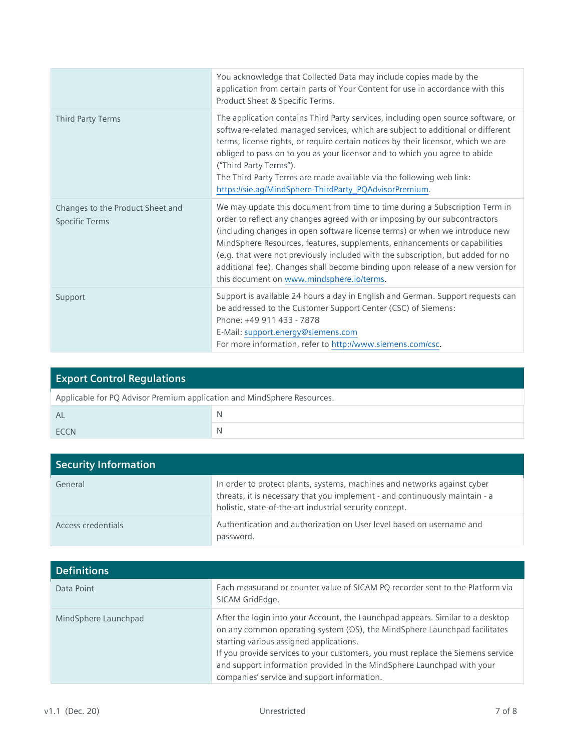| | |
|---|---|
| | You acknowledge that Collected Data may include copies made by the application from certain parts of Your Content for use in accordance with this Product Sheet & Specific Terms. |
| Third Party Terms | The application contains Third Party services, including open source software, or software-related managed services, which are subject to additional or different terms, license rights, or require certain notices by their licensor, which we are obliged to pass on to you as your licensor and to which you agree to abide ("Third Party Terms").<br>The Third Party Terms are made available via the following web link: https://sie.ag/MindSphere-ThirdParty_PQAdvisorPremium. |
| Changes to the Product Sheet and Specific Terms | We may update this document from time to time during a Subscription Term in order to reflect any changes agreed with or imposing by our subcontractors (including changes in open software license terms) or when we introduce new MindSphere Resources, features, supplements, enhancements or capabilities (e.g. that were not previously included with the subscription, but added for no additional fee). Changes shall become binding upon release of a new version for this document on www.mindsphere.io/terms. |
| Support | Support is available 24 hours a day in English and German. Support requests can be addressed to the Customer Support Center (CSC) of Siemens:<br>Phone: +49 911 433 - 7878<br>E-Mail: support.energy@siemens.com<br>For more information, refer to http://www.siemens.com/csc. |

## Export Control Regulations

Applicable for PQ Advisor Premium application and MindSphere Resources.

| | |
|---|---|
| AL | N |
| ECCN | N |

## Security Information

| | |
|---|---|
| General | In order to protect plants, systems, machines and networks against cyber threats, it is necessary that you implement - and continuously maintain - a holistic, state-of-the-art industrial security concept. |
| Access credentials | Authentication and authorization on User level based on username and password. |

## Definitions

| | |
|---|---|
| Data Point | Each measurand or counter value of SICAM PQ recorder sent to the Platform via SICAM GridEdge. |
| MindSphere Launchpad | After the login into your Account, the Launchpad appears. Similar to a desktop on any common operating system (OS), the MindSphere Launchpad facilitates starting various assigned applications.<br>If you provide services to your customers, you must replace the Siemens service and support information provided in the MindSphere Launchpad with your companies' service and support information. |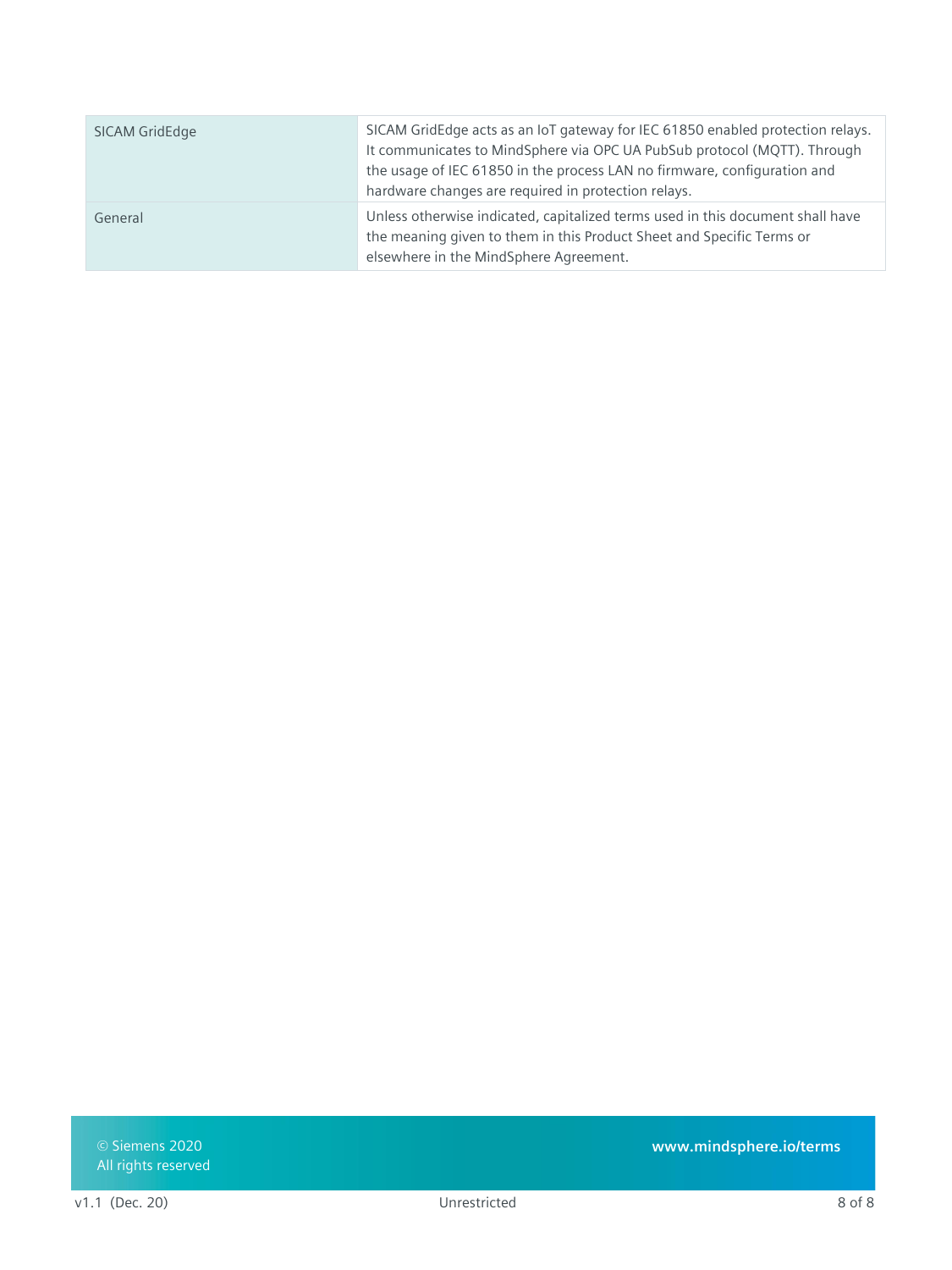| | |
|---|---|
| SICAM GridEdge | SICAM GridEdge acts as an IoT gateway for IEC 61850 enabled protection relays. It communicates to MindSphere via OPC UA PubSub protocol (MQTT). Through the usage of IEC 61850 in the process LAN no firmware, configuration and hardware changes are required in protection relays. |
| General | Unless otherwise indicated, capitalized terms used in this document shall have the meaning given to them in this Product Sheet and Specific Terms or elsewhere in the MindSphere Agreement. |

© Siemens 2020
All rights reserved

**www.mindsphere.io/terms**

v1.1 (Dec. 20) Unrestricted